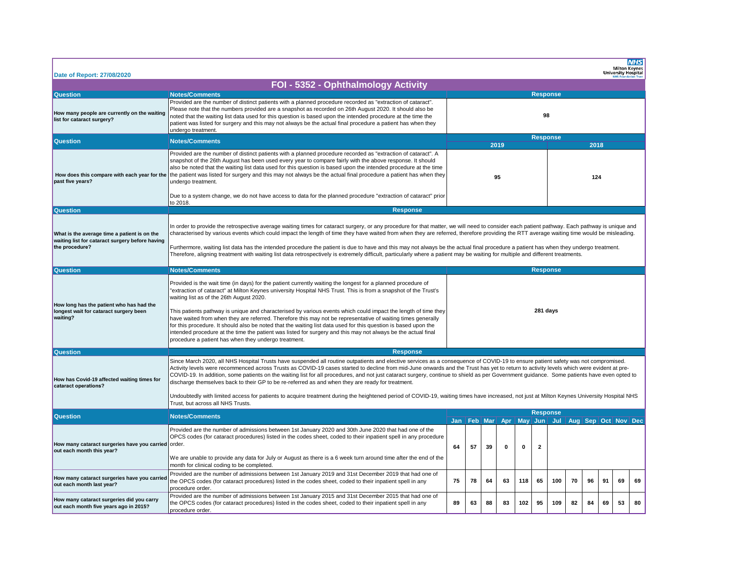Date of Report: 27/08/2020

Milton Keynes University Hospital NHS Foundation Trust

# FOI - 5352 - Ophthalmology Activity

| Question | Notes/Comments | Response |
|---|---|---|
| **How many people are currently on the waiting list for cataract surgery?** | Provided are the number of distinct patients with a planned procedure recorded as "extraction of cataract". Please note that the numbers provided are a snapshot as recorded on 26th August 2020. It should also be noted that the waiting list data used for this question is based upon the intended procedure at the time the patient was listed for surgery and this may not always be the actual final procedure a patient has when they undergo treatment. | **98** |

| Question | Notes/Comments | Response | |
|---|---|---|---|
| | | **2019** | **2018** |
| **How does this compare with each year for the past five years?** | Provided are the number of distinct patients with a planned procedure recorded as "extraction of cataract". A snapshot of the 26th August has been used every year to compare fairly with the above response. It should also be noted that the waiting list data used for this question is based upon the intended procedure at the time the patient was listed for surgery and this may not always be the actual final procedure a patient has when they undergo treatment.<br><br>Due to a system change, we do not have access to data for the planned procedure "extraction of cataract" prior to 2018. | **95** | **124** |

| Question | Response |
|---|---|
| **What is the average time a patient is on the waiting list for cataract surgery before having the procedure?** | In order to provide the retrospective average waiting times for cataract surgery, or any procedure for that matter, we will need to consider each patient pathway. Each pathway is unique and characterised by various events which could impact the length of time they have waited from when they are referred, therefore providing the RTT average waiting time would be misleading.<br><br>Furthermore, waiting list data has the intended procedure the patient is due to have and this may not always be the actual final procedure a patient has when they undergo treatment. Therefore, aligning treatment with waiting list data retrospectively is extremely difficult, particularly where a patient may be waiting for multiple and different treatments. |

| Question | Notes/Comments | Response |
|---|---|---|
| **How long has the patient who has had the longest wait for cataract surgery been waiting?** | Provided is the wait time (in days) for the patient currently waiting the longest for a planned procedure of "extraction of cataract" at Milton Keynes university Hospital NHS Trust. This is from a snapshot of the Trust's waiting list as of the 26th August 2020.<br><br>This patients pathway is unique and characterised by various events which could impact the length of time they have waited from when they are referred. Therefore this may not be representative of waiting times generally for this procedure. It should also be noted that the waiting list data used for this question is based upon the intended procedure at the time the patient was listed for surgery and this may not always be the actual final procedure a patient has when they undergo treatment. | **281 days** |

| Question | Response |
|---|---|
| **How has Covid-19 affected waiting times for cataract operations?** | Since March 2020, all NHS Hospital Trusts have suspended all routine outpatients and elective services as a consequence of COVID-19 to ensure patient safety was not compromised. Activity levels were recommenced across Trusts as COVID-19 cases started to decline from mid-June onwards and the Trust has yet to return to activity levels which were evident at pre-COVID-19. In addition, some patients on the waiting list for all procedures, and not just cataract surgery, continue to shield as per Government guidance. Some patients have even opted to discharge themselves back to their GP to be re-referred as and when they are ready for treatment.<br><br>Undoubtedly with limited access for patients to acquire treatment during the heightened period of COVID-19, waiting times have increased, not just at Milton Keynes University Hospital NHS Trust, but across all NHS Trusts. |

| Question | Notes/Comments | Jan | Feb | Mar | Apr | May | Jun | Jul | Aug | Sep | Oct | Nov | Dec |
|---|---|---|---|---|---|---|---|---|---|---|---|---|---|
| **How many cataract surgeries have you carried out each month this year?** | Provided are the number of admissions between 1st January 2020 and 30th June 2020 that had one of the OPCS codes (for cataract procedures) listed in the codes sheet, coded to their inpatient spell in any procedure order.<br><br>We are unable to provide any data for July or August as there is a 6 week turn around time after the end of the month for clinical coding to be completed. | **64** | **57** | **39** | **0** | **0** | **2** | | | | | | |
| **How many cataract surgeries have you carried out each month last year?** | Provided are the number of admissions between 1st January 2019 and 31st December 2019 that had one of the OPCS codes (for cataract procedures) listed in the codes sheet, coded to their inpatient spell in any procedure order. | **75** | **78** | **64** | **63** | **118** | **65** | **100** | **70** | **96** | **91** | **69** | **69** |
| **How many cataract surgeries did you carry out each month five years ago in 2015?** | Provided are the number of admissions between 1st January 2015 and 31st December 2015 that had one of the OPCS codes (for cataract procedures) listed in the codes sheet, coded to their inpatient spell in any procedure order. | **89** | **63** | **88** | **83** | **102** | **95** | **109** | **82** | **84** | **69** | **53** | **80** |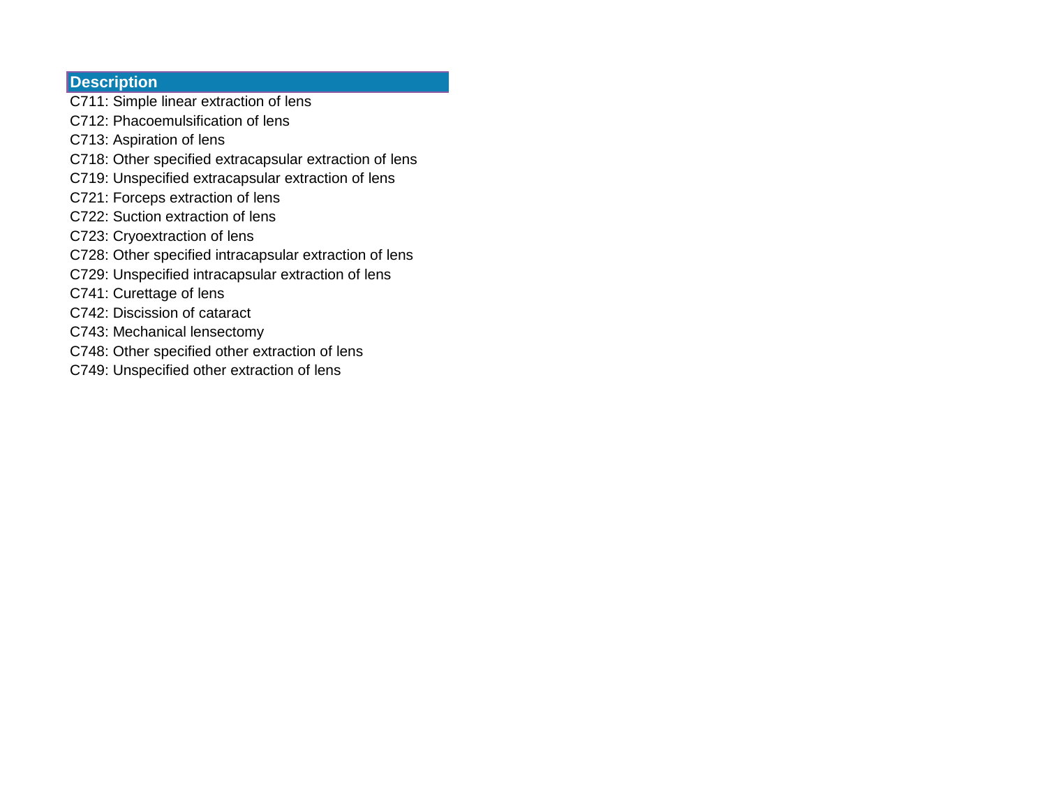| Description |
| --- |
| C711: Simple linear extraction of lens |
| C712: Phacoemulsification of lens |
| C713: Aspiration of lens |
| C718: Other specified extracapsular extraction of lens |
| C719: Unspecified extracapsular extraction of lens |
| C721: Forceps extraction of lens |
| C722: Suction extraction of lens |
| C723: Cryoextraction of lens |
| C728: Other specified intracapsular extraction of lens |
| C729: Unspecified intracapsular extraction of lens |
| C741: Curettage of lens |
| C742: Discission of cataract |
| C743: Mechanical lensectomy |
| C748: Other specified other extraction of lens |
| C749: Unspecified other extraction of lens |